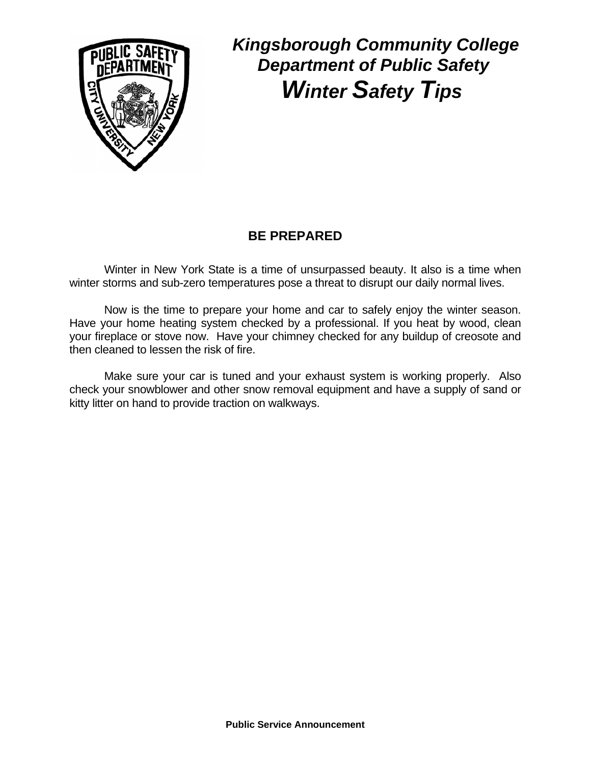# *Kingsborough Community College Department of Public Safety*

# ***Winter Safety Tips***

## BE PREPARED

Winter in New York State is a time of unsurpassed beauty. It also is a time when winter storms and sub-zero temperatures pose a threat to disrupt our daily normal lives.

Now is the time to prepare your home and car to safely enjoy the winter season. Have your home heating system checked by a professional. If you heat by wood, clean your fireplace or stove now. Have your chimney checked for any buildup of creosote and then cleaned to lessen the risk of fire.

Make sure your car is tuned and your exhaust system is working properly. Also check your snowblower and other snow removal equipment and have a supply of sand or kitty litter on hand to provide traction on walkways.

**Public Service Announcement**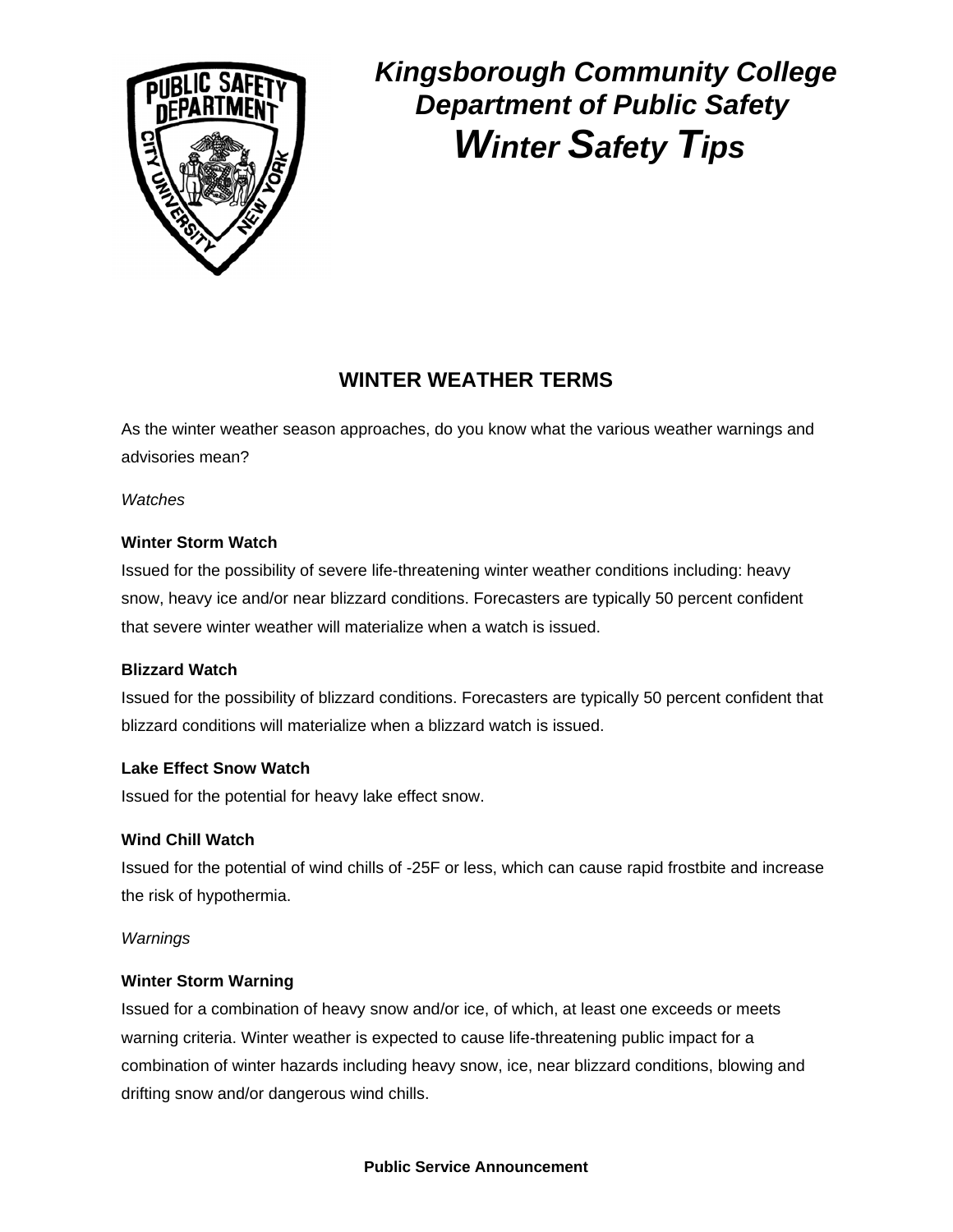# Kingsborough Community College Department of Public Safety

## *Winter Safety Tips*

## WINTER WEATHER TERMS

As the winter weather season approaches, do you know what the various weather warnings and advisories mean?

*Watches*

**Winter Storm Watch**
Issued for the possibility of severe life-threatening winter weather conditions including: heavy snow, heavy ice and/or near blizzard conditions. Forecasters are typically 50 percent confident that severe winter weather will materialize when a watch is issued.

**Blizzard Watch**
Issued for the possibility of blizzard conditions. Forecasters are typically 50 percent confident that blizzard conditions will materialize when a blizzard watch is issued.

**Lake Effect Snow Watch**
Issued for the potential for heavy lake effect snow.

**Wind Chill Watch**
Issued for the potential of wind chills of -25F or less, which can cause rapid frostbite and increase the risk of hypothermia.

*Warnings*

**Winter Storm Warning**
Issued for a combination of heavy snow and/or ice, of which, at least one exceeds or meets warning criteria. Winter weather is expected to cause life-threatening public impact for a combination of winter hazards including heavy snow, ice, near blizzard conditions, blowing and drifting snow and/or dangerous wind chills.

**Public Service Announcement**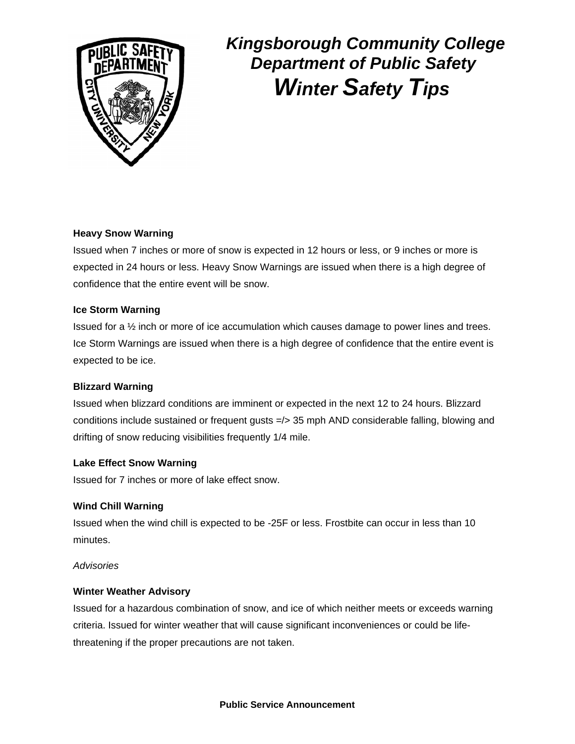# *Kingsborough Community College Department of Public Safety*

## ***Winter Safety Tips***

**Heavy Snow Warning**

Issued when 7 inches or more of snow is expected in 12 hours or less, or 9 inches or more is expected in 24 hours or less. Heavy Snow Warnings are issued when there is a high degree of confidence that the entire event will be snow.

**Ice Storm Warning**

Issued for a ½ inch or more of ice accumulation which causes damage to power lines and trees. Ice Storm Warnings are issued when there is a high degree of confidence that the entire event is expected to be ice.

**Blizzard Warning**

Issued when blizzard conditions are imminent or expected in the next 12 to 24 hours. Blizzard conditions include sustained or frequent gusts =/> 35 mph AND considerable falling, blowing and drifting of snow reducing visibilities frequently 1/4 mile.

**Lake Effect Snow Warning**

Issued for 7 inches or more of lake effect snow.

**Wind Chill Warning**

Issued when the wind chill is expected to be -25F or less. Frostbite can occur in less than 10 minutes.

*Advisories*

**Winter Weather Advisory**

Issued for a hazardous combination of snow, and ice of which neither meets or exceeds warning criteria. Issued for winter weather that will cause significant inconveniences or could be life-threatening if the proper precautions are not taken.

**Public Service Announcement**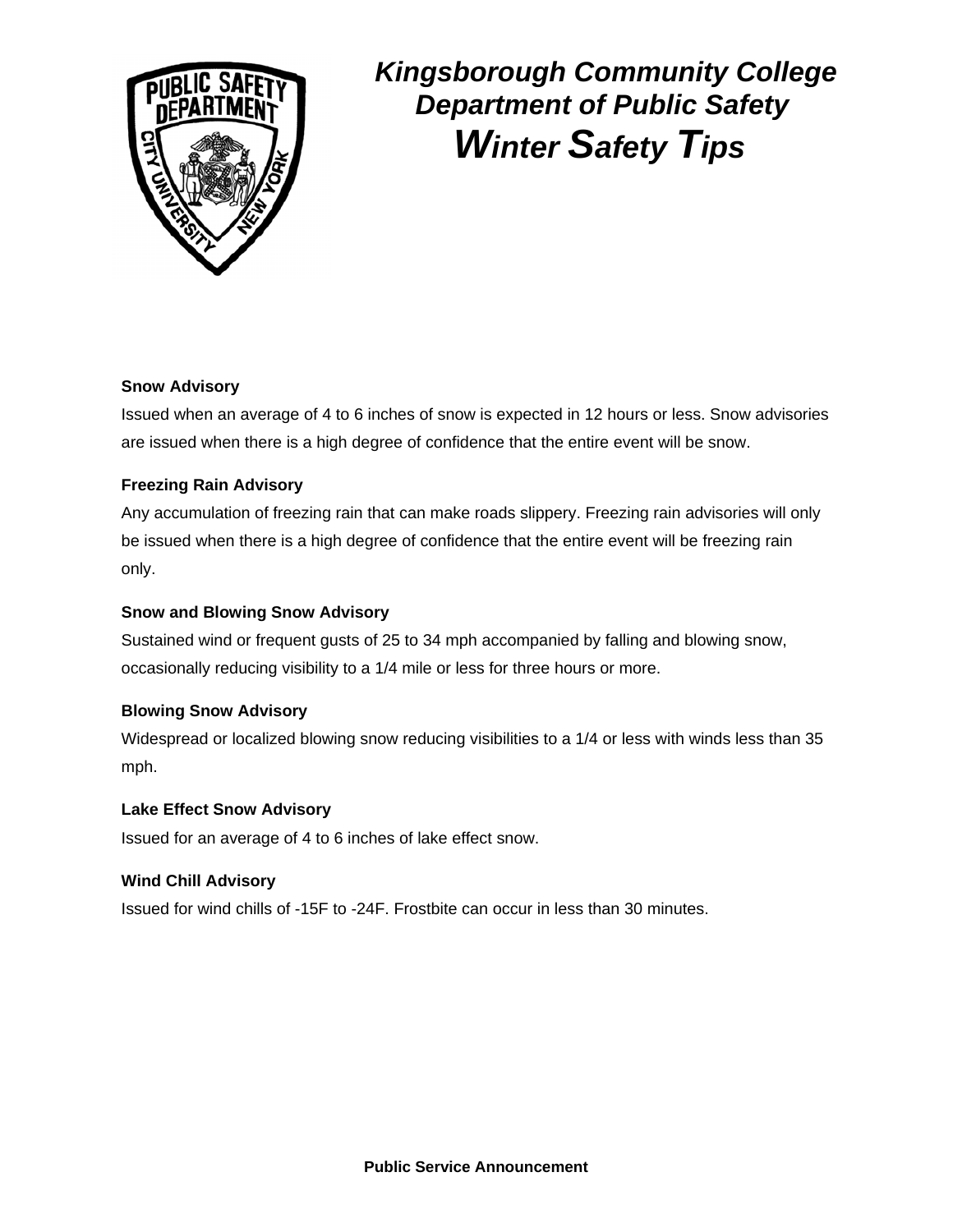# *Kingsborough Community College Department of Public Safety*

## ***Winter Safety Tips***

**Snow Advisory**

Issued when an average of 4 to 6 inches of snow is expected in 12 hours or less. Snow advisories are issued when there is a high degree of confidence that the entire event will be snow.

**Freezing Rain Advisory**

Any accumulation of freezing rain that can make roads slippery. Freezing rain advisories will only be issued when there is a high degree of confidence that the entire event will be freezing rain only.

**Snow and Blowing Snow Advisory**

Sustained wind or frequent gusts of 25 to 34 mph accompanied by falling and blowing snow, occasionally reducing visibility to a 1/4 mile or less for three hours or more.

**Blowing Snow Advisory**

Widespread or localized blowing snow reducing visibilities to a 1/4 or less with winds less than 35 mph.

**Lake Effect Snow Advisory**

Issued for an average of 4 to 6 inches of lake effect snow.

**Wind Chill Advisory**

Issued for wind chills of -15F to -24F. Frostbite can occur in less than 30 minutes.

**Public Service Announcement**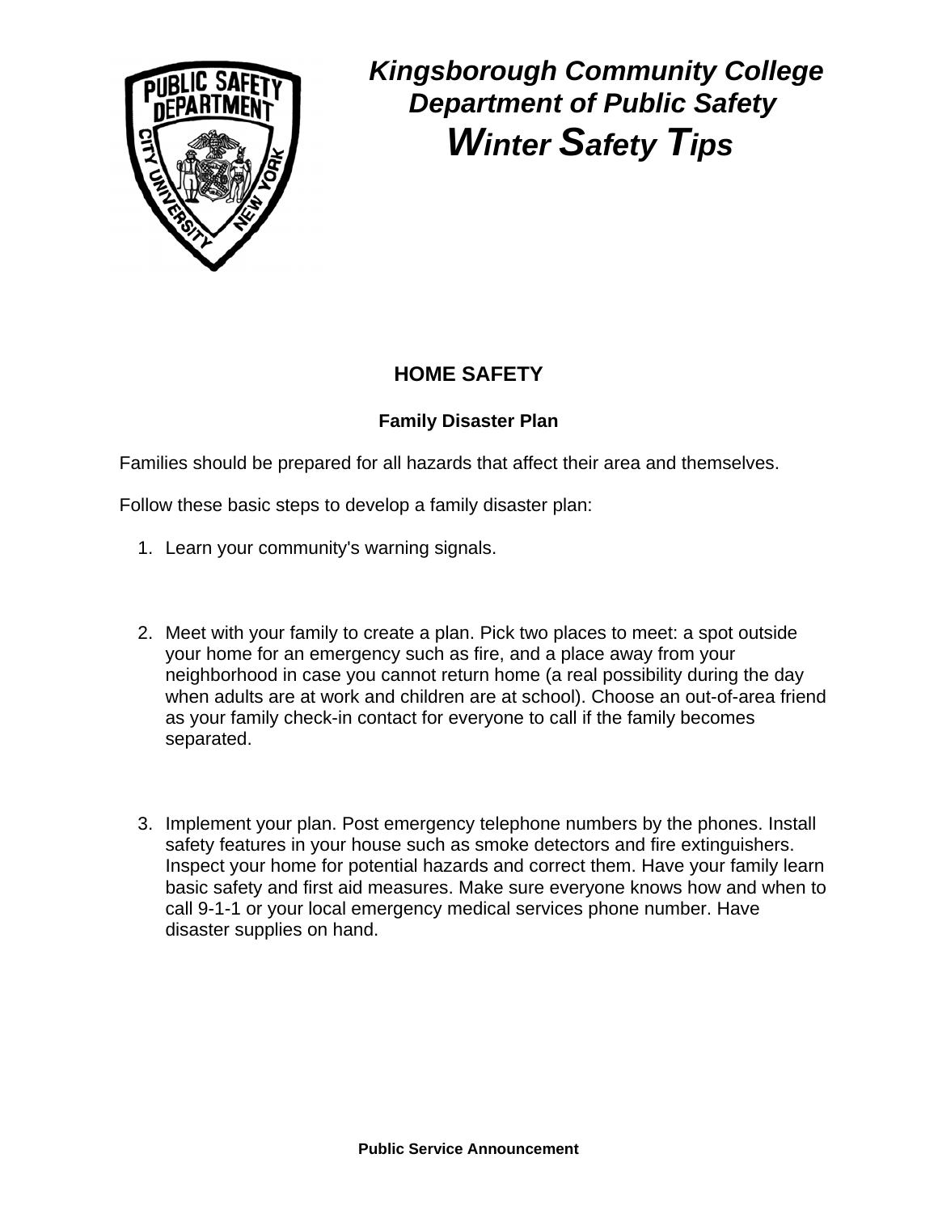# *Kingsborough Community College Department of Public Safety*

## ***Winter Safety Tips***

## HOME SAFETY

### Family Disaster Plan

Families should be prepared for all hazards that affect their area and themselves.

Follow these basic steps to develop a family disaster plan:

1. Learn your community's warning signals.

2. Meet with your family to create a plan. Pick two places to meet: a spot outside your home for an emergency such as fire, and a place away from your neighborhood in case you cannot return home (a real possibility during the day when adults are at work and children are at school). Choose an out-of-area friend as your family check-in contact for everyone to call if the family becomes separated.

3. Implement your plan. Post emergency telephone numbers by the phones. Install safety features in your house such as smoke detectors and fire extinguishers. Inspect your home for potential hazards and correct them. Have your family learn basic safety and first aid measures. Make sure everyone knows how and when to call 9-1-1 or your local emergency medical services phone number. Have disaster supplies on hand.

**Public Service Announcement**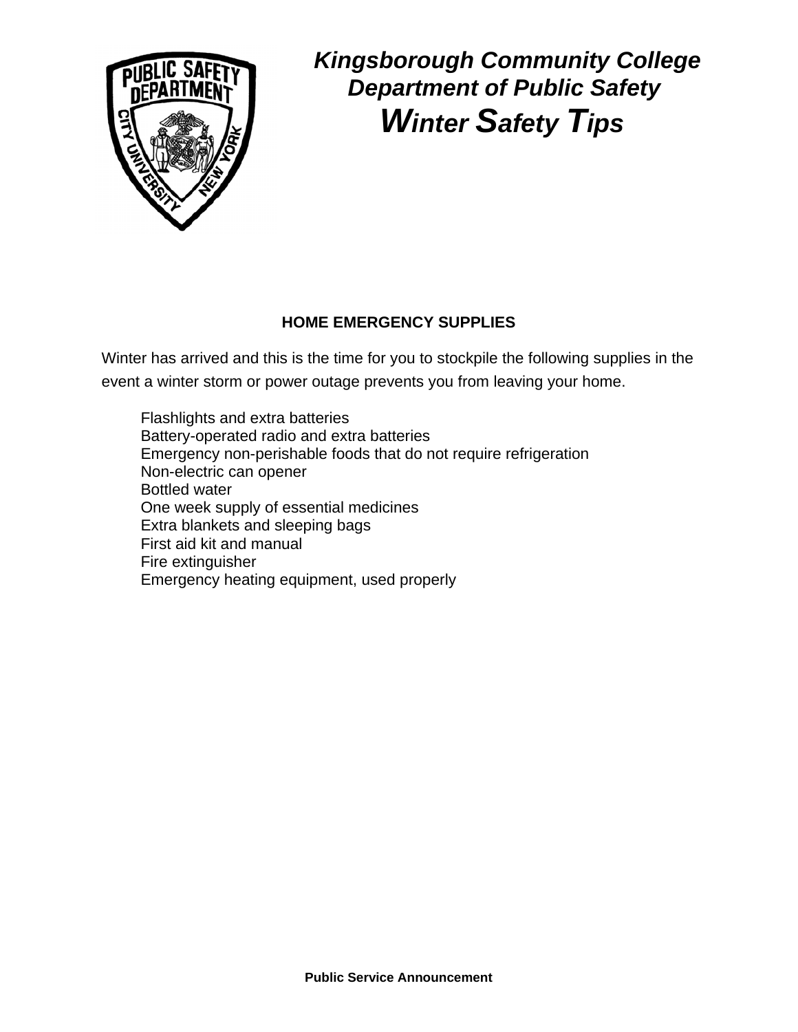# *Kingsborough Community College Department of Public Safety*

# ***Winter Safety Tips***

### HOME EMERGENCY SUPPLIES

Winter has arrived and this is the time for you to stockpile the following supplies in the event a winter storm or power outage prevents you from leaving your home.

- Flashlights and extra batteries
- Battery-operated radio and extra batteries
- Emergency non-perishable foods that do not require refrigeration
- Non-electric can opener
- Bottled water
- One week supply of essential medicines
- Extra blankets and sleeping bags
- First aid kit and manual
- Fire extinguisher
- Emergency heating equipment, used properly

**Public Service Announcement**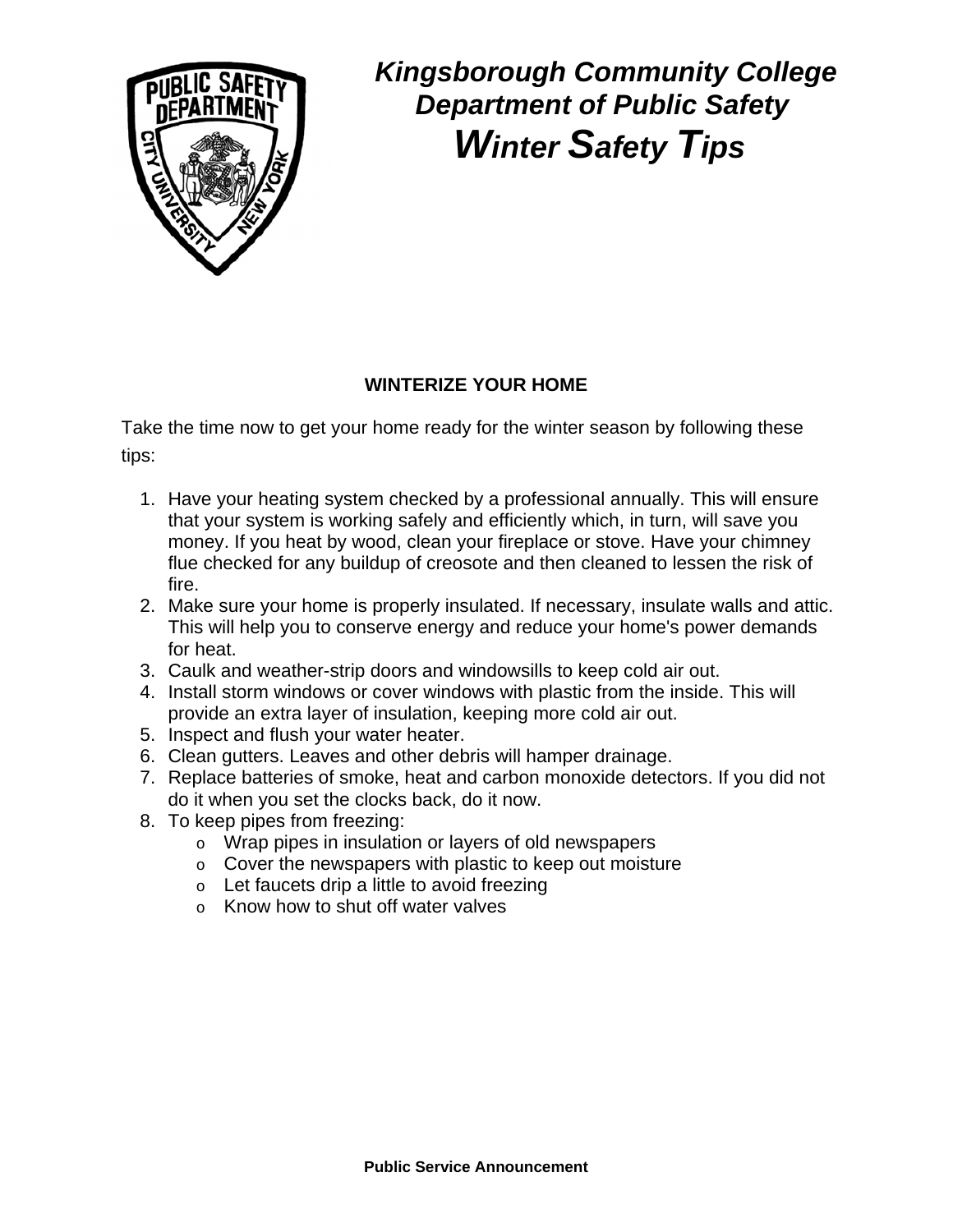# *Kingsborough Community College Department of Public Safety*

## *Winter Safety Tips*

### WINTERIZE YOUR HOME

Take the time now to get your home ready for the winter season by following these tips:

1. Have your heating system checked by a professional annually. This will ensure that your system is working safely and efficiently which, in turn, will save you money. If you heat by wood, clean your fireplace or stove. Have your chimney flue checked for any buildup of creosote and then cleaned to lessen the risk of fire.
2. Make sure your home is properly insulated. If necessary, insulate walls and attic. This will help you to conserve energy and reduce your home's power demands for heat.
3. Caulk and weather-strip doors and windowsills to keep cold air out.
4. Install storm windows or cover windows with plastic from the inside. This will provide an extra layer of insulation, keeping more cold air out.
5. Inspect and flush your water heater.
6. Clean gutters. Leaves and other debris will hamper drainage.
7. Replace batteries of smoke, heat and carbon monoxide detectors. If you did not do it when you set the clocks back, do it now.
8. To keep pipes from freezing:
   - Wrap pipes in insulation or layers of old newspapers
   - Cover the newspapers with plastic to keep out moisture
   - Let faucets drip a little to avoid freezing
   - Know how to shut off water valves

**Public Service Announcement**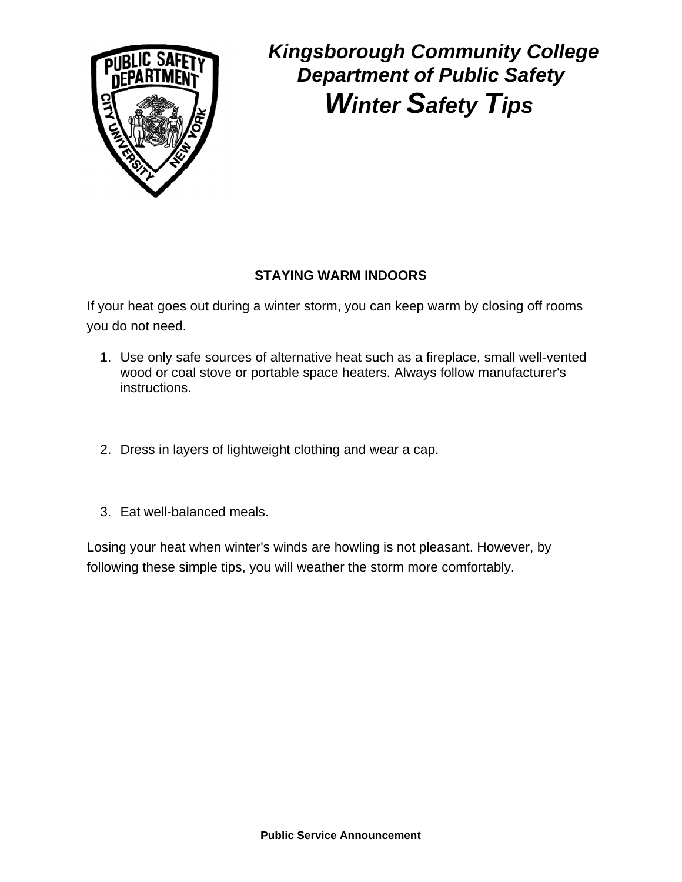# *Kingsborough Community College Department of Public Safety*

# ***Winter Safety Tips***

**STAYING WARM INDOORS**

If your heat goes out during a winter storm, you can keep warm by closing off rooms you do not need.

1. Use only safe sources of alternative heat such as a fireplace, small well-vented wood or coal stove or portable space heaters. Always follow manufacturer's instructions.

2. Dress in layers of lightweight clothing and wear a cap.

3. Eat well-balanced meals.

Losing your heat when winter's winds are howling is not pleasant. However, by following these simple tips, you will weather the storm more comfortably.

**Public Service Announcement**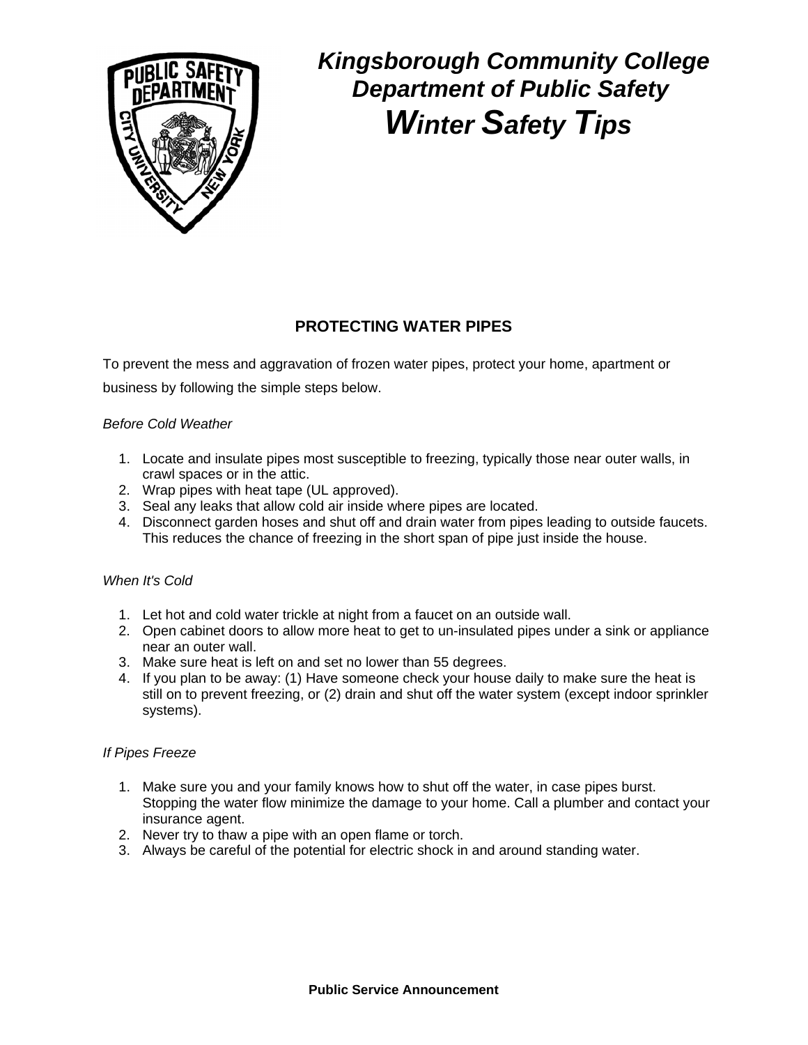# Kingsborough Community College Department of Public Safety

# *Winter Safety Tips*

## PROTECTING WATER PIPES

To prevent the mess and aggravation of frozen water pipes, protect your home, apartment or business by following the simple steps below.

*Before Cold Weather*

1. Locate and insulate pipes most susceptible to freezing, typically those near outer walls, in crawl spaces or in the attic.
2. Wrap pipes with heat tape (UL approved).
3. Seal any leaks that allow cold air inside where pipes are located.
4. Disconnect garden hoses and shut off and drain water from pipes leading to outside faucets. This reduces the chance of freezing in the short span of pipe just inside the house.

*When It's Cold*

1. Let hot and cold water trickle at night from a faucet on an outside wall.
2. Open cabinet doors to allow more heat to get to un-insulated pipes under a sink or appliance near an outer wall.
3. Make sure heat is left on and set no lower than 55 degrees.
4. If you plan to be away: (1) Have someone check your house daily to make sure the heat is still on to prevent freezing, or (2) drain and shut off the water system (except indoor sprinkler systems).

*If Pipes Freeze*

1. Make sure you and your family knows how to shut off the water, in case pipes burst. Stopping the water flow minimize the damage to your home. Call a plumber and contact your insurance agent.
2. Never try to thaw a pipe with an open flame or torch.
3. Always be careful of the potential for electric shock in and around standing water.

**Public Service Announcement**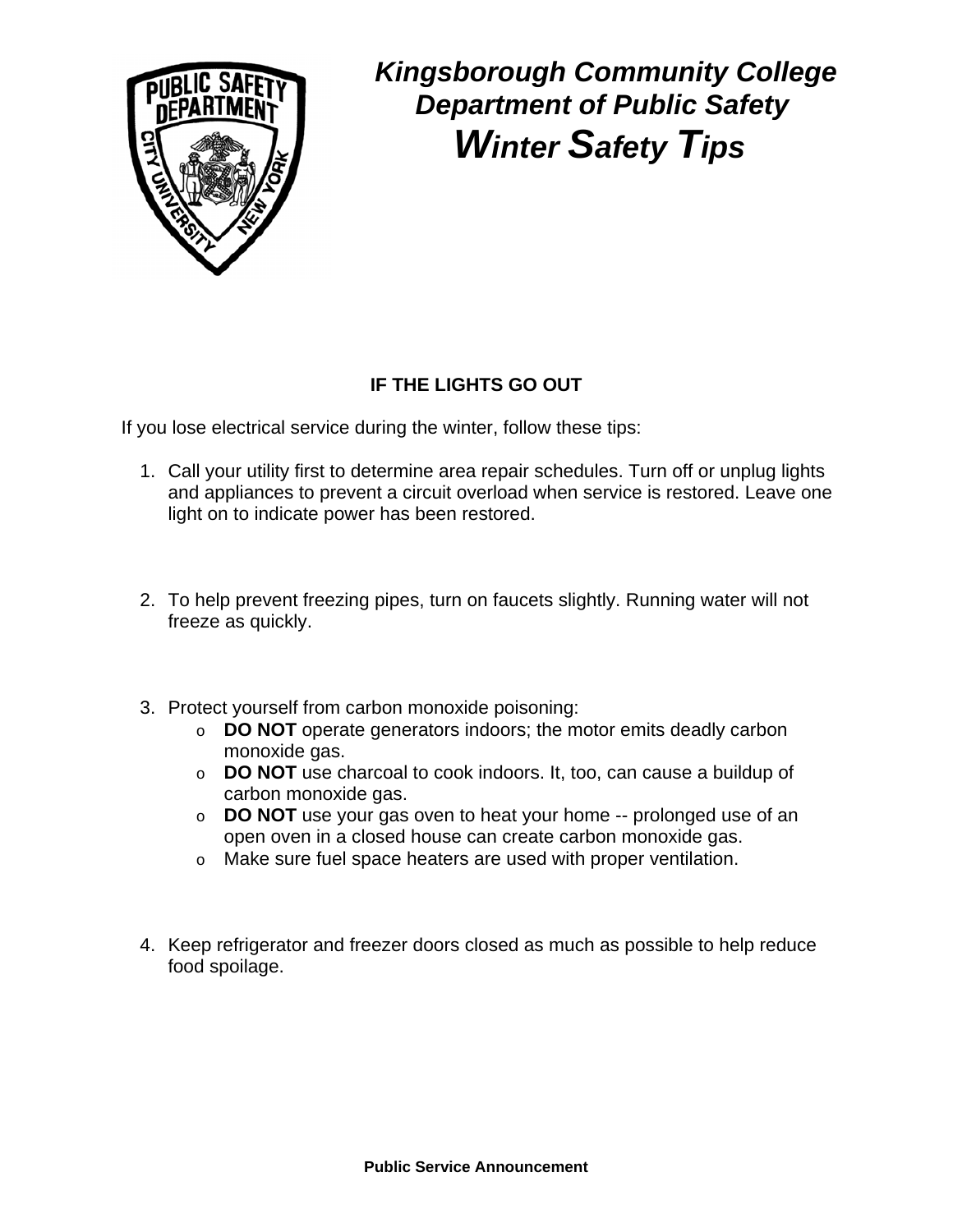# Kingsborough Community College
## Department of Public Safety
## *Winter Safety Tips*

### IF THE LIGHTS GO OUT

If you lose electrical service during the winter, follow these tips:

1. Call your utility first to determine area repair schedules. Turn off or unplug lights and appliances to prevent a circuit overload when service is restored. Leave one light on to indicate power has been restored.

2. To help prevent freezing pipes, turn on faucets slightly. Running water will not freeze as quickly.

3. Protect yourself from carbon monoxide poisoning:
   - **DO NOT** operate generators indoors; the motor emits deadly carbon monoxide gas.
   - **DO NOT** use charcoal to cook indoors. It, too, can cause a buildup of carbon monoxide gas.
   - **DO NOT** use your gas oven to heat your home -- prolonged use of an open oven in a closed house can create carbon monoxide gas.
   - Make sure fuel space heaters are used with proper ventilation.

4. Keep refrigerator and freezer doors closed as much as possible to help reduce food spoilage.

**Public Service Announcement**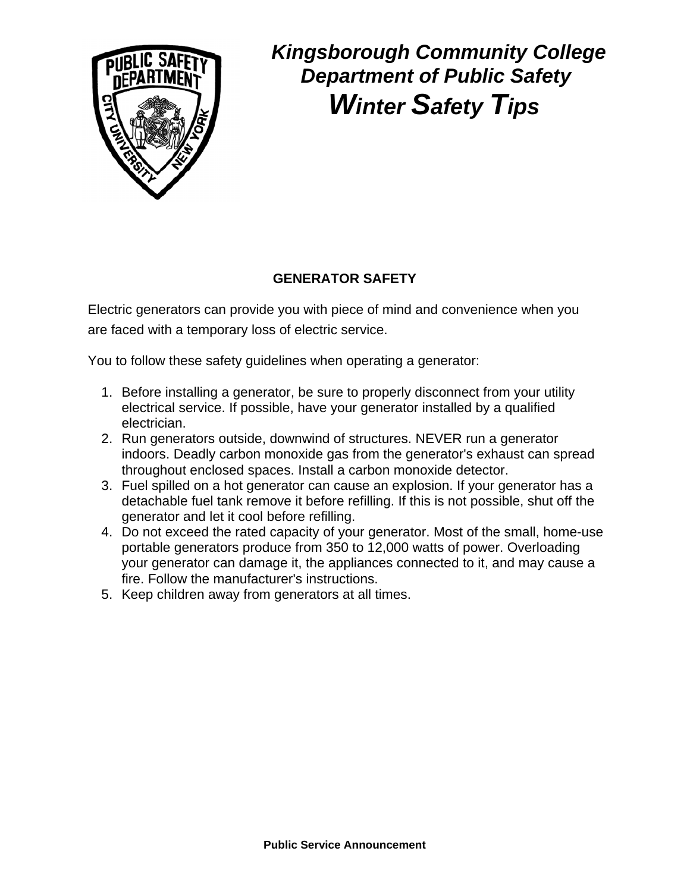# Kingsborough Community College Department of Public Safety

## Winter Safety Tips

### GENERATOR SAFETY

Electric generators can provide you with piece of mind and convenience when you are faced with a temporary loss of electric service.

You to follow these safety guidelines when operating a generator:

1. Before installing a generator, be sure to properly disconnect from your utility electrical service. If possible, have your generator installed by a qualified electrician.
2. Run generators outside, downwind of structures. NEVER run a generator indoors. Deadly carbon monoxide gas from the generator's exhaust can spread throughout enclosed spaces. Install a carbon monoxide detector.
3. Fuel spilled on a hot generator can cause an explosion. If your generator has a detachable fuel tank remove it before refilling. If this is not possible, shut off the generator and let it cool before refilling.
4. Do not exceed the rated capacity of your generator. Most of the small, home-use portable generators produce from 350 to 12,000 watts of power. Overloading your generator can damage it, the appliances connected to it, and may cause a fire. Follow the manufacturer's instructions.
5. Keep children away from generators at all times.

**Public Service Announcement**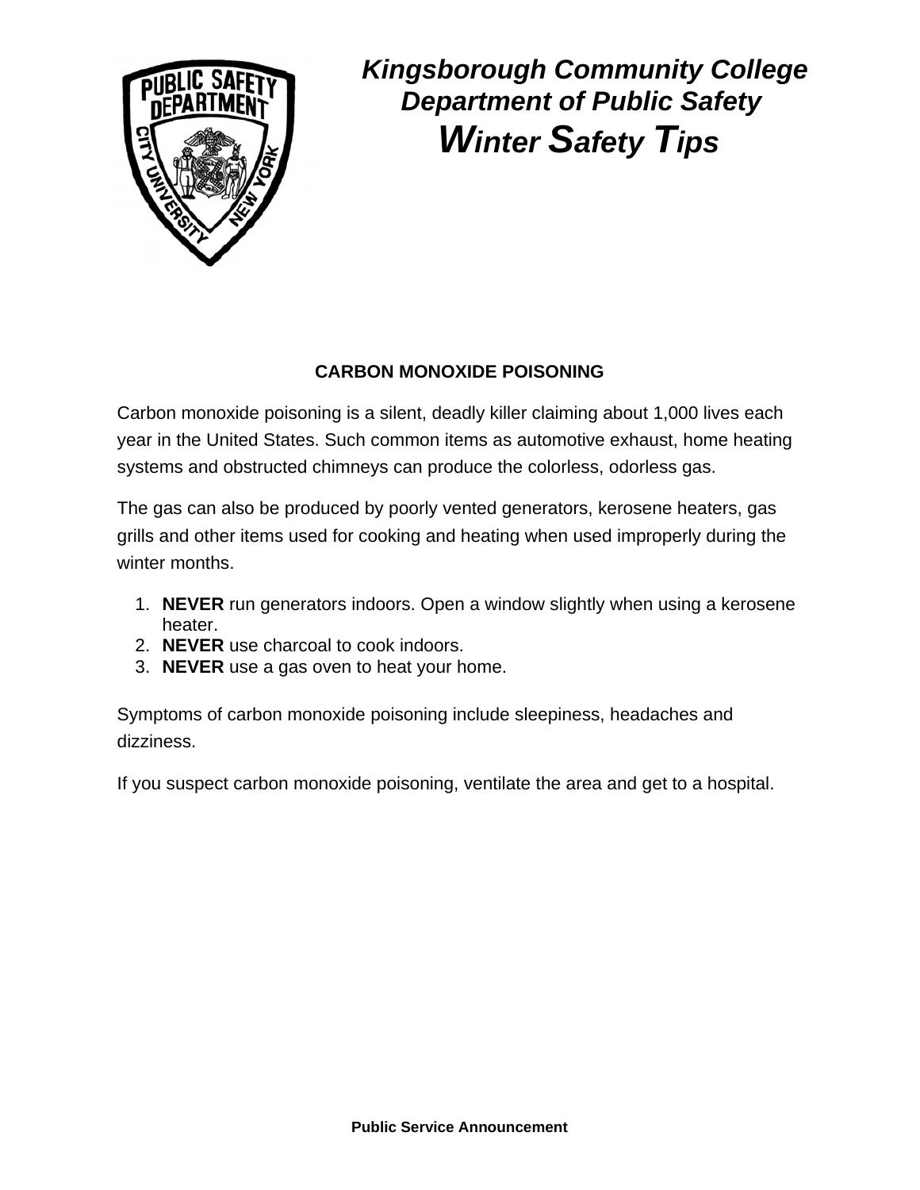# *Kingsborough Community College*
## *Department of Public Safety*
## ***Winter Safety Tips***

### CARBON MONOXIDE POISONING

Carbon monoxide poisoning is a silent, deadly killer claiming about 1,000 lives each year in the United States. Such common items as automotive exhaust, home heating systems and obstructed chimneys can produce the colorless, odorless gas.

The gas can also be produced by poorly vented generators, kerosene heaters, gas grills and other items used for cooking and heating when used improperly during the winter months.

1. **NEVER** run generators indoors. Open a window slightly when using a kerosene heater.
2. **NEVER** use charcoal to cook indoors.
3. **NEVER** use a gas oven to heat your home.

Symptoms of carbon monoxide poisoning include sleepiness, headaches and dizziness.

If you suspect carbon monoxide poisoning, ventilate the area and get to a hospital.

**Public Service Announcement**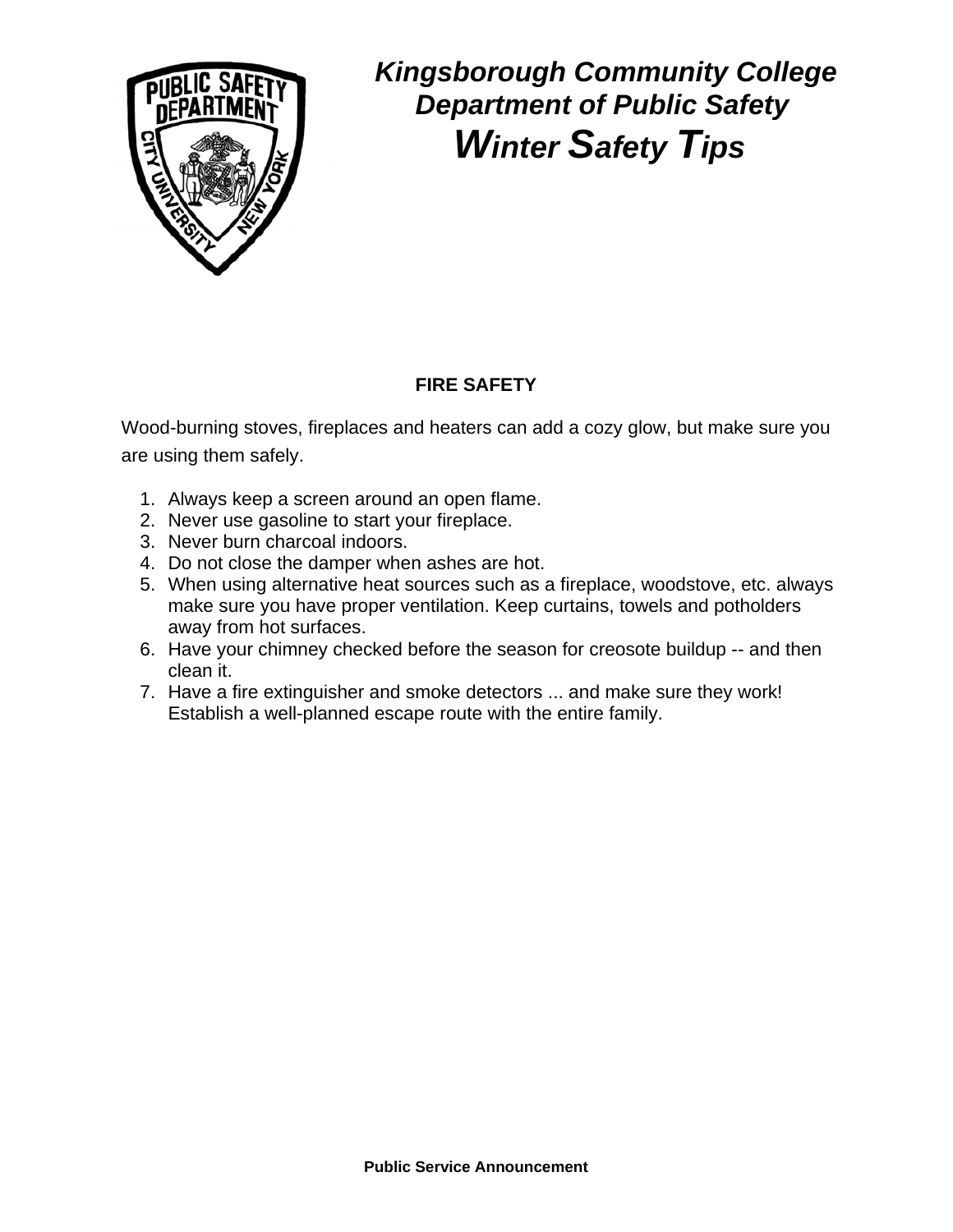# *Kingsborough Community College*
## *Department of Public Safety*
## *Winter Safety Tips*

### FIRE SAFETY

Wood-burning stoves, fireplaces and heaters can add a cozy glow, but make sure you are using them safely.

1. Always keep a screen around an open flame.
2. Never use gasoline to start your fireplace.
3. Never burn charcoal indoors.
4. Do not close the damper when ashes are hot.
5. When using alternative heat sources such as a fireplace, woodstove, etc. always make sure you have proper ventilation. Keep curtains, towels and potholders away from hot surfaces.
6. Have your chimney checked before the season for creosote buildup -- and then clean it.
7. Have a fire extinguisher and smoke detectors ... and make sure they work! Establish a well-planned escape route with the entire family.

**Public Service Announcement**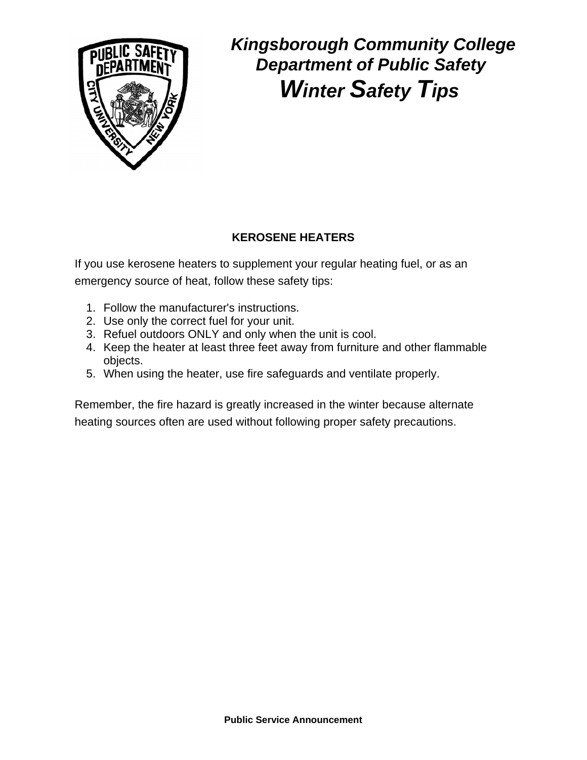# *Kingsborough Community College Department of Public Safety*

## *Winter Safety Tips*

### KEROSENE HEATERS

If you use kerosene heaters to supplement your regular heating fuel, or as an emergency source of heat, follow these safety tips:

1. Follow the manufacturer's instructions.
2. Use only the correct fuel for your unit.
3. Refuel outdoors ONLY and only when the unit is cool.
4. Keep the heater at least three feet away from furniture and other flammable objects.
5. When using the heater, use fire safeguards and ventilate properly.

Remember, the fire hazard is greatly increased in the winter because alternate heating sources often are used without following proper safety precautions.

**Public Service Announcement**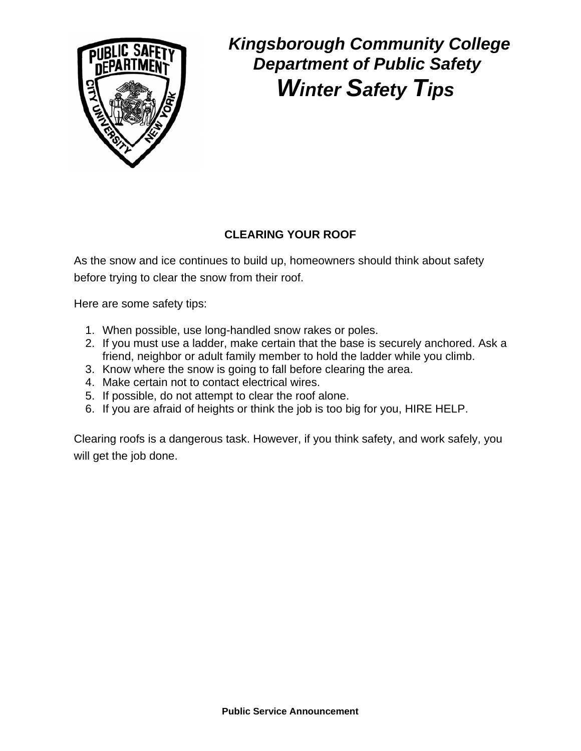# *Kingsborough Community College*
## *Department of Public Safety*
## *Winter Safety Tips*

### CLEARING YOUR ROOF

As the snow and ice continues to build up, homeowners should think about safety before trying to clear the snow from their roof.

Here are some safety tips:

1. When possible, use long-handled snow rakes or poles.
2. If you must use a ladder, make certain that the base is securely anchored. Ask a friend, neighbor or adult family member to hold the ladder while you climb.
3. Know where the snow is going to fall before clearing the area.
4. Make certain not to contact electrical wires.
5. If possible, do not attempt to clear the roof alone.
6. If you are afraid of heights or think the job is too big for you, HIRE HELP.

Clearing roofs is a dangerous task. However, if you think safety, and work safely, you will get the job done.

**Public Service Announcement**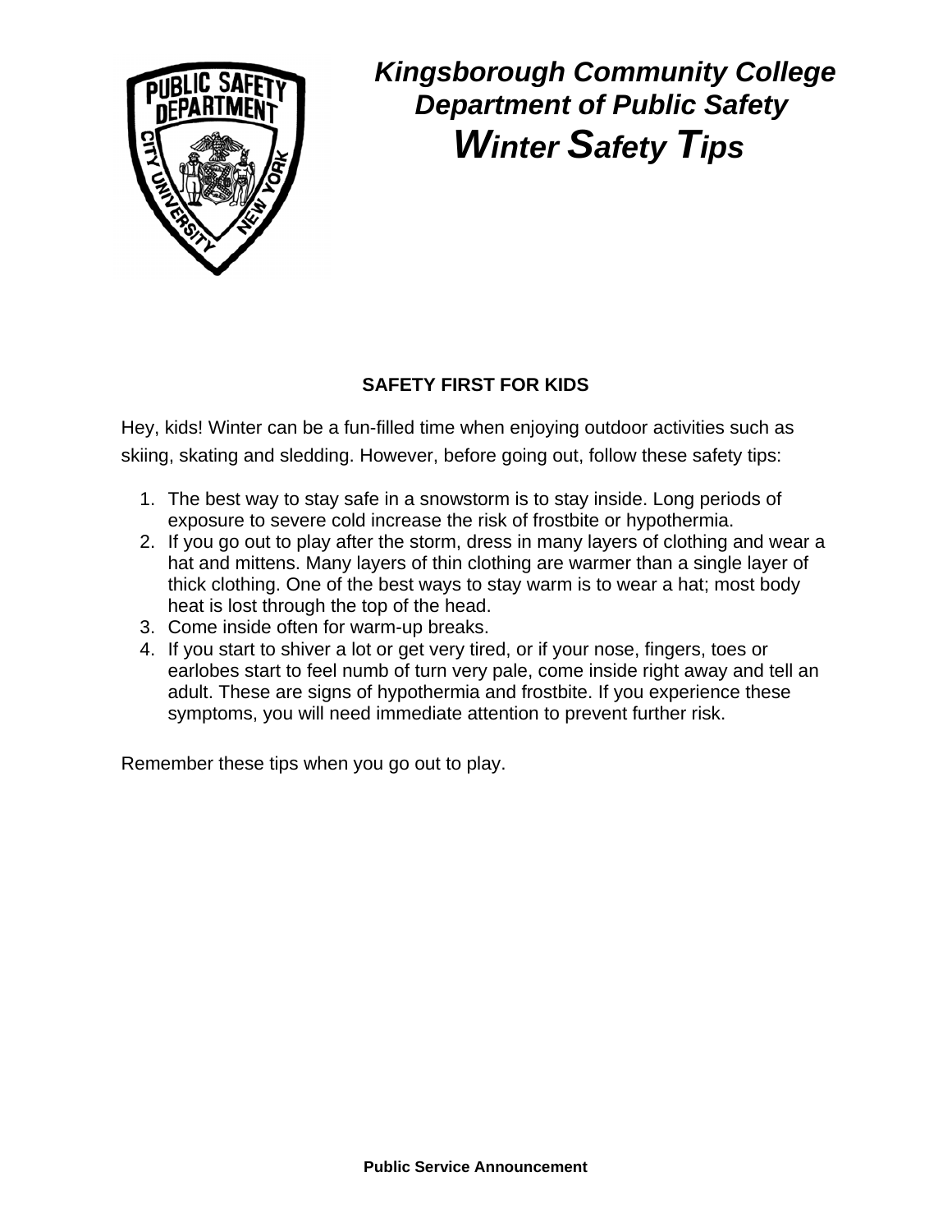# *Kingsborough Community College Department of Public Safety*

# ***Winter Safety Tips***

**SAFETY FIRST FOR KIDS**

Hey, kids! Winter can be a fun-filled time when enjoying outdoor activities such as skiing, skating and sledding. However, before going out, follow these safety tips:

1. The best way to stay safe in a snowstorm is to stay inside. Long periods of exposure to severe cold increase the risk of frostbite or hypothermia.
2. If you go out to play after the storm, dress in many layers of clothing and wear a hat and mittens. Many layers of thin clothing are warmer than a single layer of thick clothing. One of the best ways to stay warm is to wear a hat; most body heat is lost through the top of the head.
3. Come inside often for warm-up breaks.
4. If you start to shiver a lot or get very tired, or if your nose, fingers, toes or earlobes start to feel numb of turn very pale, come inside right away and tell an adult. These are signs of hypothermia and frostbite. If you experience these symptoms, you will need immediate attention to prevent further risk.

Remember these tips when you go out to play.

**Public Service Announcement**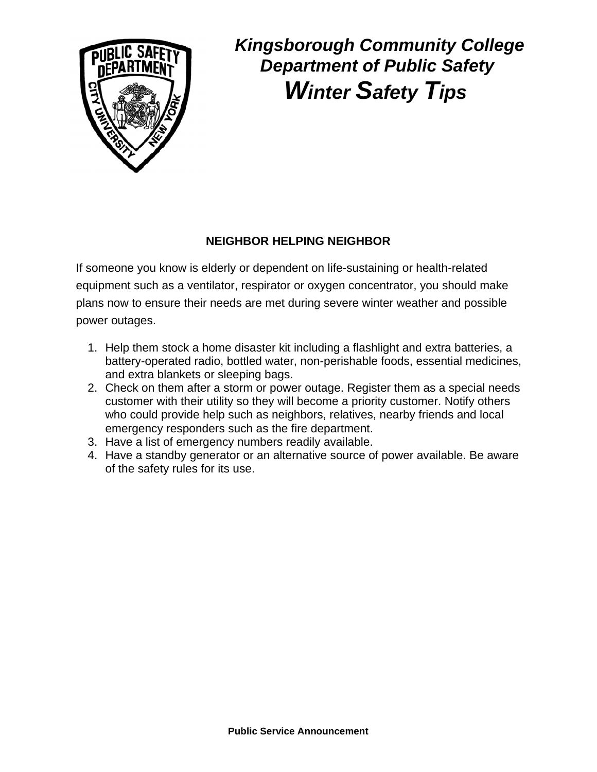# *Kingsborough Community College Department of Public Safety*

## *Winter Safety Tips*

**NEIGHBOR HELPING NEIGHBOR**

If someone you know is elderly or dependent on life-sustaining or health-related equipment such as a ventilator, respirator or oxygen concentrator, you should make plans now to ensure their needs are met during severe winter weather and possible power outages.

1. Help them stock a home disaster kit including a flashlight and extra batteries, a battery-operated radio, bottled water, non-perishable foods, essential medicines, and extra blankets or sleeping bags.
2. Check on them after a storm or power outage. Register them as a special needs customer with their utility so they will become a priority customer. Notify others who could provide help such as neighbors, relatives, nearby friends and local emergency responders such as the fire department.
3. Have a list of emergency numbers readily available.
4. Have a standby generator or an alternative source of power available. Be aware of the safety rules for its use.

**Public Service Announcement**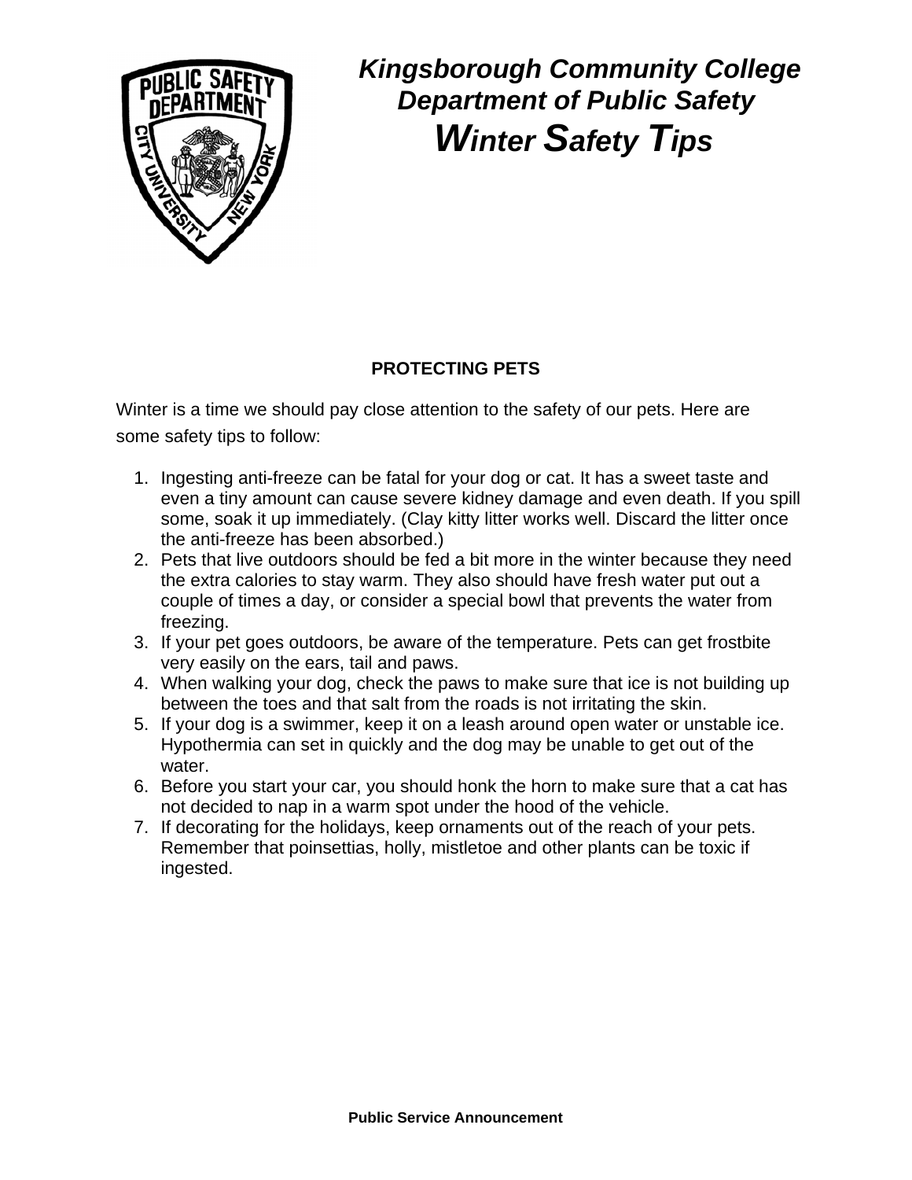# *Kingsborough Community College Department of Public Safety*

# ***Winter Safety Tips***

## PROTECTING PETS

Winter is a time we should pay close attention to the safety of our pets. Here are some safety tips to follow:

1. Ingesting anti-freeze can be fatal for your dog or cat. It has a sweet taste and even a tiny amount can cause severe kidney damage and even death. If you spill some, soak it up immediately. (Clay kitty litter works well. Discard the litter once the anti-freeze has been absorbed.)
2. Pets that live outdoors should be fed a bit more in the winter because they need the extra calories to stay warm. They also should have fresh water put out a couple of times a day, or consider a special bowl that prevents the water from freezing.
3. If your pet goes outdoors, be aware of the temperature. Pets can get frostbite very easily on the ears, tail and paws.
4. When walking your dog, check the paws to make sure that ice is not building up between the toes and that salt from the roads is not irritating the skin.
5. If your dog is a swimmer, keep it on a leash around open water or unstable ice. Hypothermia can set in quickly and the dog may be unable to get out of the water.
6. Before you start your car, you should honk the horn to make sure that a cat has not decided to nap in a warm spot under the hood of the vehicle.
7. If decorating for the holidays, keep ornaments out of the reach of your pets. Remember that poinsettias, holly, mistletoe and other plants can be toxic if ingested.

**Public Service Announcement**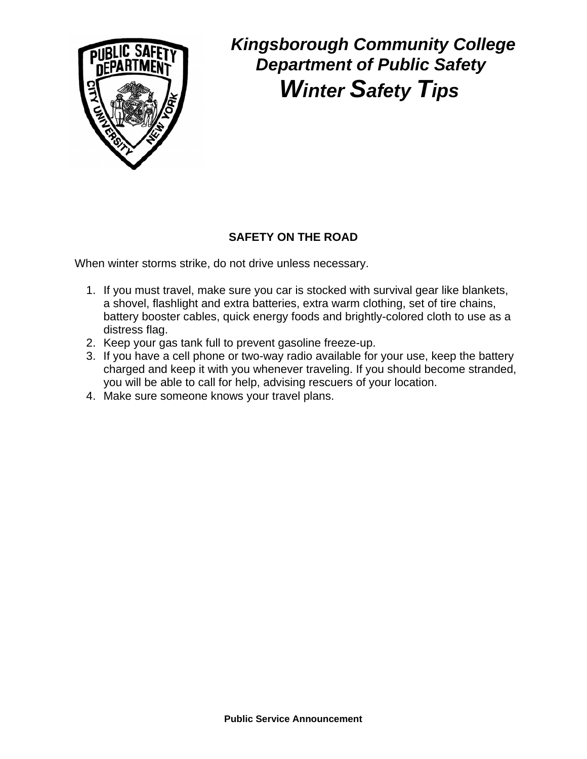# *Kingsborough Community College Department of Public Safety*

# ***Winter Safety Tips***

## SAFETY ON THE ROAD

When winter storms strike, do not drive unless necessary.

1. If you must travel, make sure you car is stocked with survival gear like blankets, a shovel, flashlight and extra batteries, extra warm clothing, set of tire chains, battery booster cables, quick energy foods and brightly-colored cloth to use as a distress flag.
2. Keep your gas tank full to prevent gasoline freeze-up.
3. If you have a cell phone or two-way radio available for your use, keep the battery charged and keep it with you whenever traveling. If you should become stranded, you will be able to call for help, advising rescuers of your location.
4. Make sure someone knows your travel plans.

**Public Service Announcement**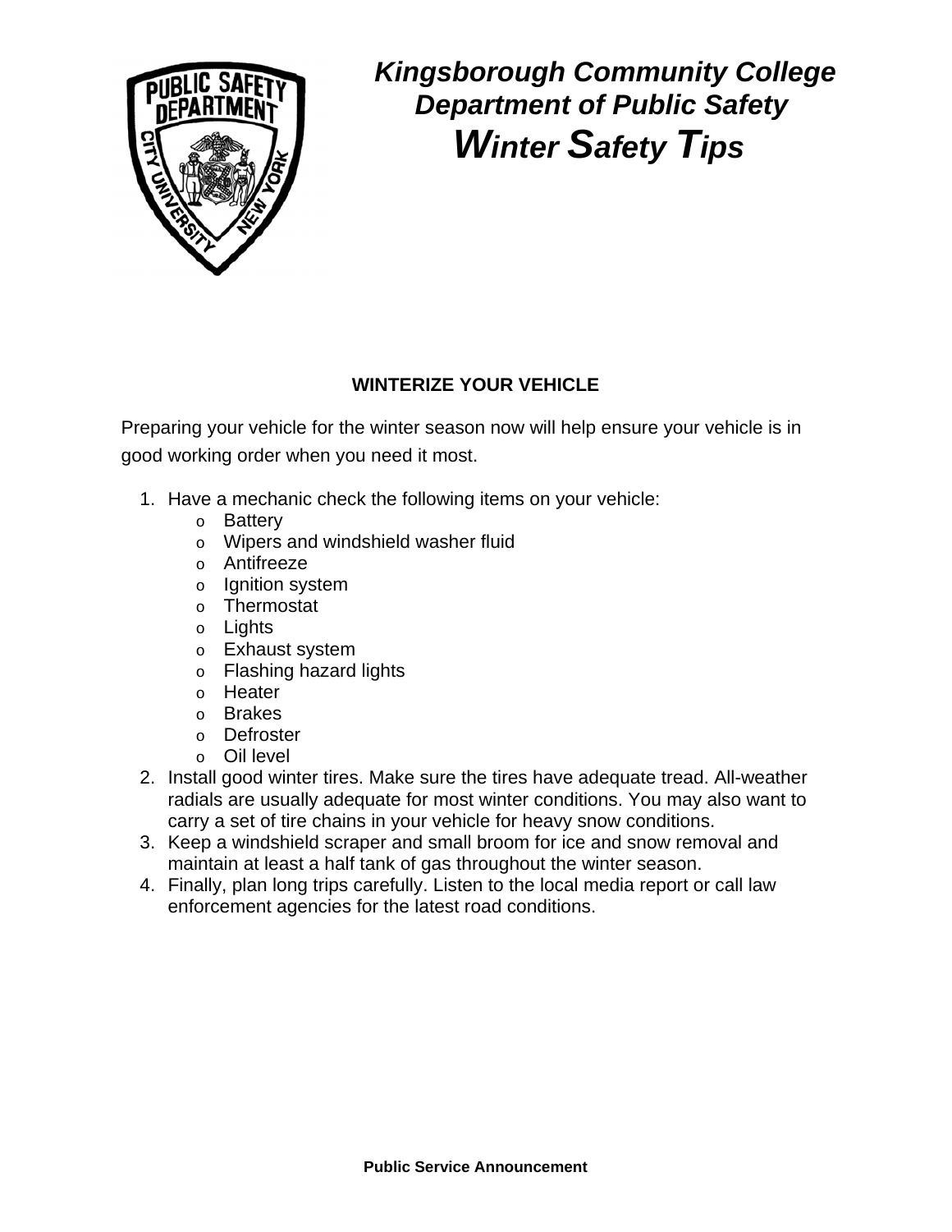# *Kingsborough Community College*
## *Department of Public Safety*
## ***Winter Safety Tips***

### WINTERIZE YOUR VEHICLE

Preparing your vehicle for the winter season now will help ensure your vehicle is in good working order when you need it most.

1. Have a mechanic check the following items on your vehicle:
   - Battery
   - Wipers and windshield washer fluid
   - Antifreeze
   - Ignition system
   - Thermostat
   - Lights
   - Exhaust system
   - Flashing hazard lights
   - Heater
   - Brakes
   - Defroster
   - Oil level
2. Install good winter tires. Make sure the tires have adequate tread. All-weather radials are usually adequate for most winter conditions. You may also want to carry a set of tire chains in your vehicle for heavy snow conditions.
3. Keep a windshield scraper and small broom for ice and snow removal and maintain at least a half tank of gas throughout the winter season.
4. Finally, plan long trips carefully. Listen to the local media report or call law enforcement agencies for the latest road conditions.

**Public Service Announcement**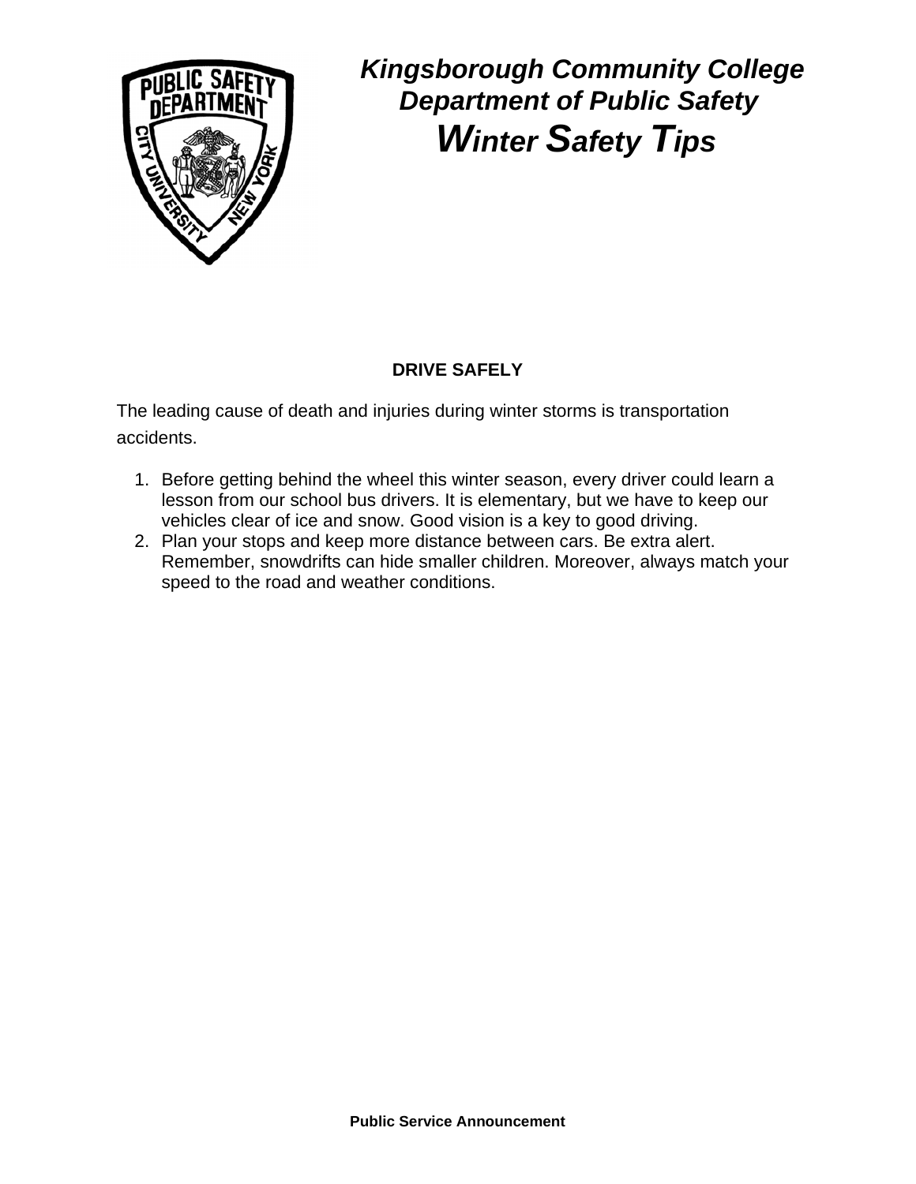***Kingsborough Community College***
***Department of Public Safety***
***Winter Safety Tips***

**DRIVE SAFELY**

The leading cause of death and injuries during winter storms is transportation accidents.

1. Before getting behind the wheel this winter season, every driver could learn a lesson from our school bus drivers. It is elementary, but we have to keep our vehicles clear of ice and snow. Good vision is a key to good driving.
2. Plan your stops and keep more distance between cars. Be extra alert. Remember, snowdrifts can hide smaller children. Moreover, always match your speed to the road and weather conditions.

**Public Service Announcement**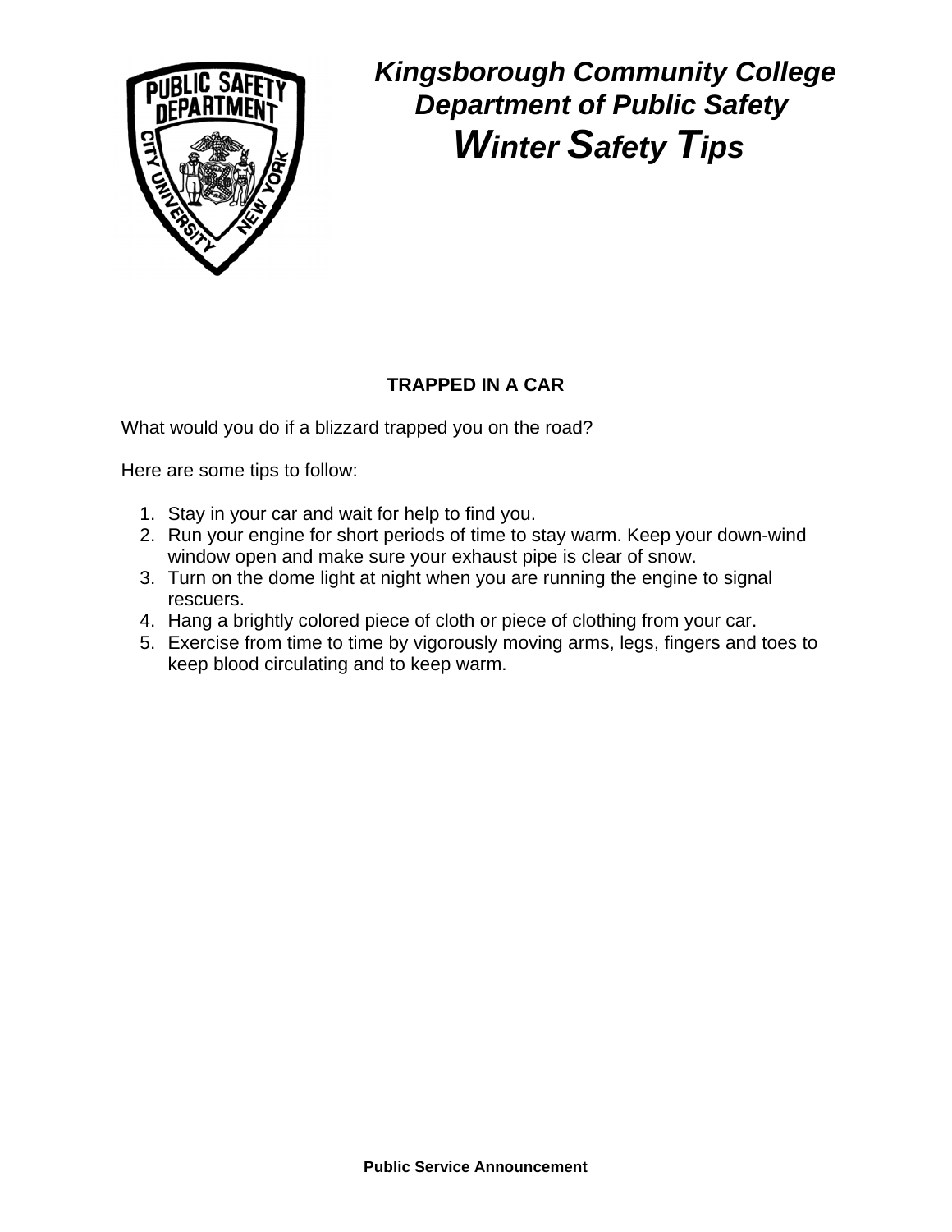# *Kingsborough Community College Department of Public Safety*

## *Winter Safety Tips*

### TRAPPED IN A CAR

What would you do if a blizzard trapped you on the road?

Here are some tips to follow:

1. Stay in your car and wait for help to find you.
2. Run your engine for short periods of time to stay warm. Keep your down-wind window open and make sure your exhaust pipe is clear of snow.
3. Turn on the dome light at night when you are running the engine to signal rescuers.
4. Hang a brightly colored piece of cloth or piece of clothing from your car.
5. Exercise from time to time by vigorously moving arms, legs, fingers and toes to keep blood circulating and to keep warm.

**Public Service Announcement**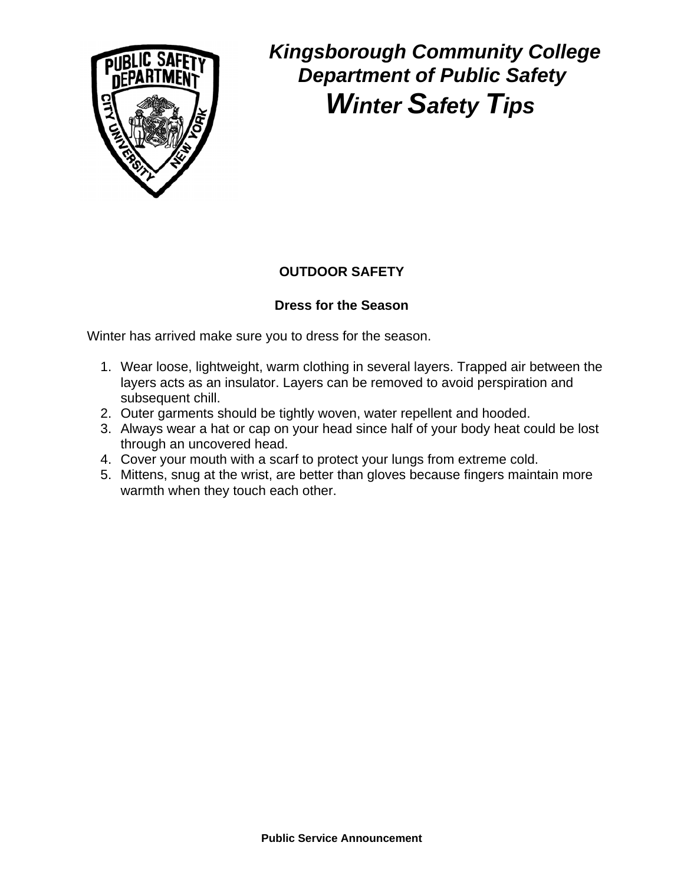# *Kingsborough Community College Department of Public Safety*

# ***Winter Safety Tips***

## OUTDOOR SAFETY

### Dress for the Season

Winter has arrived make sure you to dress for the season.

1. Wear loose, lightweight, warm clothing in several layers. Trapped air between the layers acts as an insulator. Layers can be removed to avoid perspiration and subsequent chill.
2. Outer garments should be tightly woven, water repellent and hooded.
3. Always wear a hat or cap on your head since half of your body heat could be lost through an uncovered head.
4. Cover your mouth with a scarf to protect your lungs from extreme cold.
5. Mittens, snug at the wrist, are better than gloves because fingers maintain more warmth when they touch each other.

**Public Service Announcement**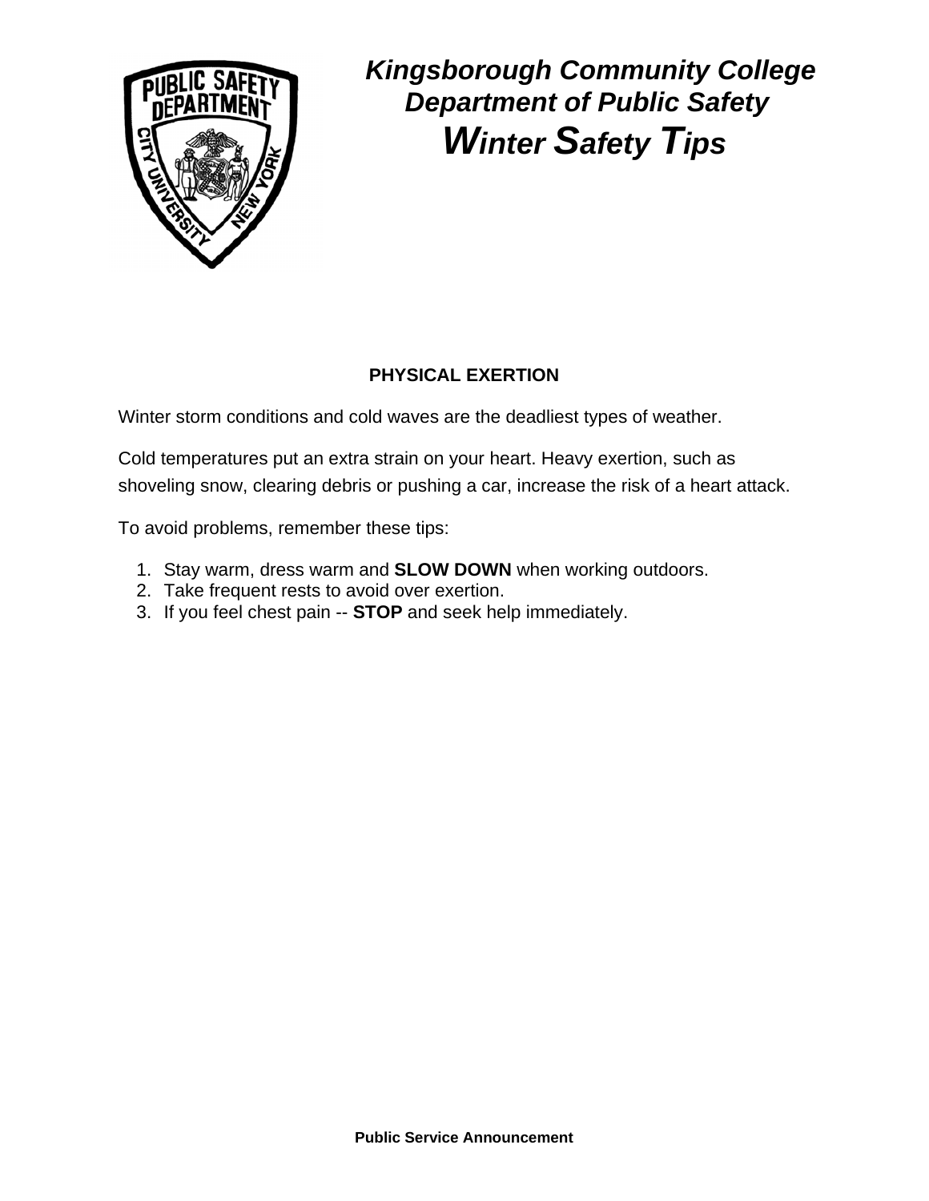# Kingsborough Community College
## Department of Public Safety
## *Winter Safety Tips*

### PHYSICAL EXERTION

Winter storm conditions and cold waves are the deadliest types of weather.

Cold temperatures put an extra strain on your heart. Heavy exertion, such as shoveling snow, clearing debris or pushing a car, increase the risk of a heart attack.

To avoid problems, remember these tips:

1. Stay warm, dress warm and **SLOW DOWN** when working outdoors.
2. Take frequent rests to avoid over exertion.
3. If you feel chest pain -- **STOP** and seek help immediately.

**Public Service Announcement**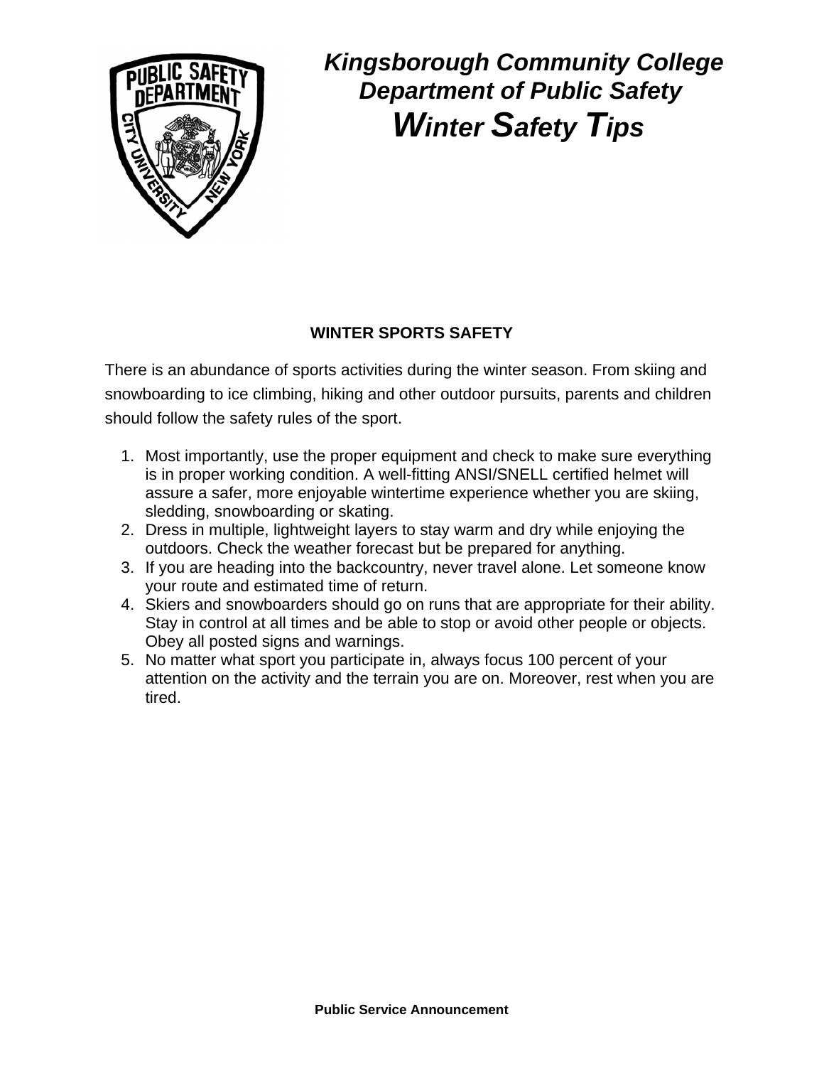# *Kingsborough Community College*
# *Department of Public Safety*
# ***Winter Safety Tips***

## WINTER SPORTS SAFETY

There is an abundance of sports activities during the winter season. From skiing and snowboarding to ice climbing, hiking and other outdoor pursuits, parents and children should follow the safety rules of the sport.

1. Most importantly, use the proper equipment and check to make sure everything is in proper working condition. A well-fitting ANSI/SNELL certified helmet will assure a safer, more enjoyable wintertime experience whether you are skiing, sledding, snowboarding or skating.
2. Dress in multiple, lightweight layers to stay warm and dry while enjoying the outdoors. Check the weather forecast but be prepared for anything.
3. If you are heading into the backcountry, never travel alone. Let someone know your route and estimated time of return.
4. Skiers and snowboarders should go on runs that are appropriate for their ability. Stay in control at all times and be able to stop or avoid other people or objects. Obey all posted signs and warnings.
5. No matter what sport you participate in, always focus 100 percent of your attention on the activity and the terrain you are on. Moreover, rest when you are tired.

**Public Service Announcement**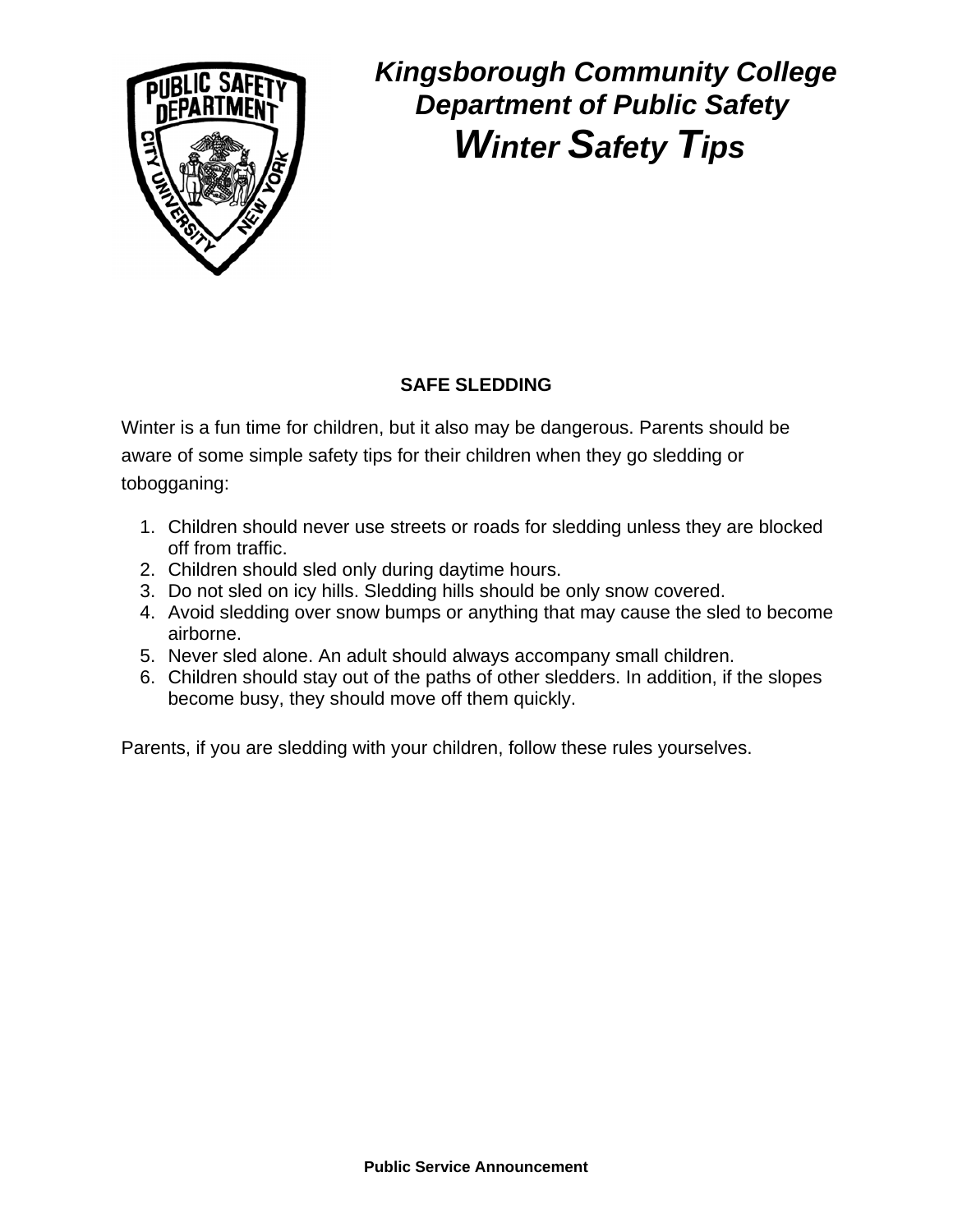# *Kingsborough Community College Department of Public Safety*

## *Winter Safety Tips*

### SAFE SLEDDING

Winter is a fun time for children, but it also may be dangerous. Parents should be aware of some simple safety tips for their children when they go sledding or tobogganing:

1. Children should never use streets or roads for sledding unless they are blocked off from traffic.
2. Children should sled only during daytime hours.
3. Do not sled on icy hills. Sledding hills should be only snow covered.
4. Avoid sledding over snow bumps or anything that may cause the sled to become airborne.
5. Never sled alone. An adult should always accompany small children.
6. Children should stay out of the paths of other sledders. In addition, if the slopes become busy, they should move off them quickly.

Parents, if you are sledding with your children, follow these rules yourselves.

**Public Service Announcement**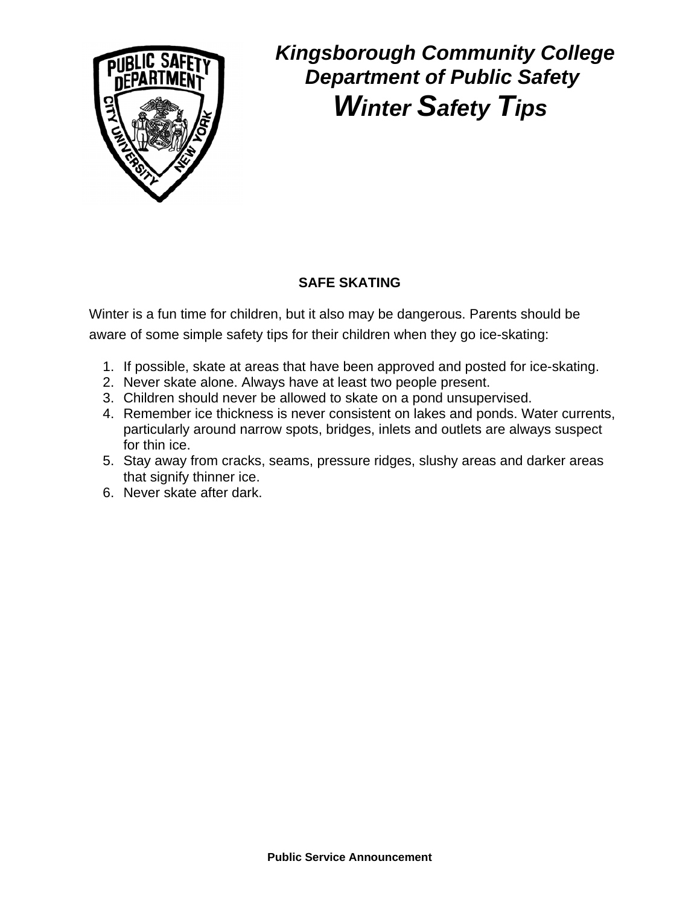# *Kingsborough Community College Department of Public Safety*

## ***Winter Safety Tips***

### SAFE SKATING

Winter is a fun time for children, but it also may be dangerous. Parents should be aware of some simple safety tips for their children when they go ice-skating:

1. If possible, skate at areas that have been approved and posted for ice-skating.
2. Never skate alone. Always have at least two people present.
3. Children should never be allowed to skate on a pond unsupervised.
4. Remember ice thickness is never consistent on lakes and ponds. Water currents, particularly around narrow spots, bridges, inlets and outlets are always suspect for thin ice.
5. Stay away from cracks, seams, pressure ridges, slushy areas and darker areas that signify thinner ice.
6. Never skate after dark.

**Public Service Announcement**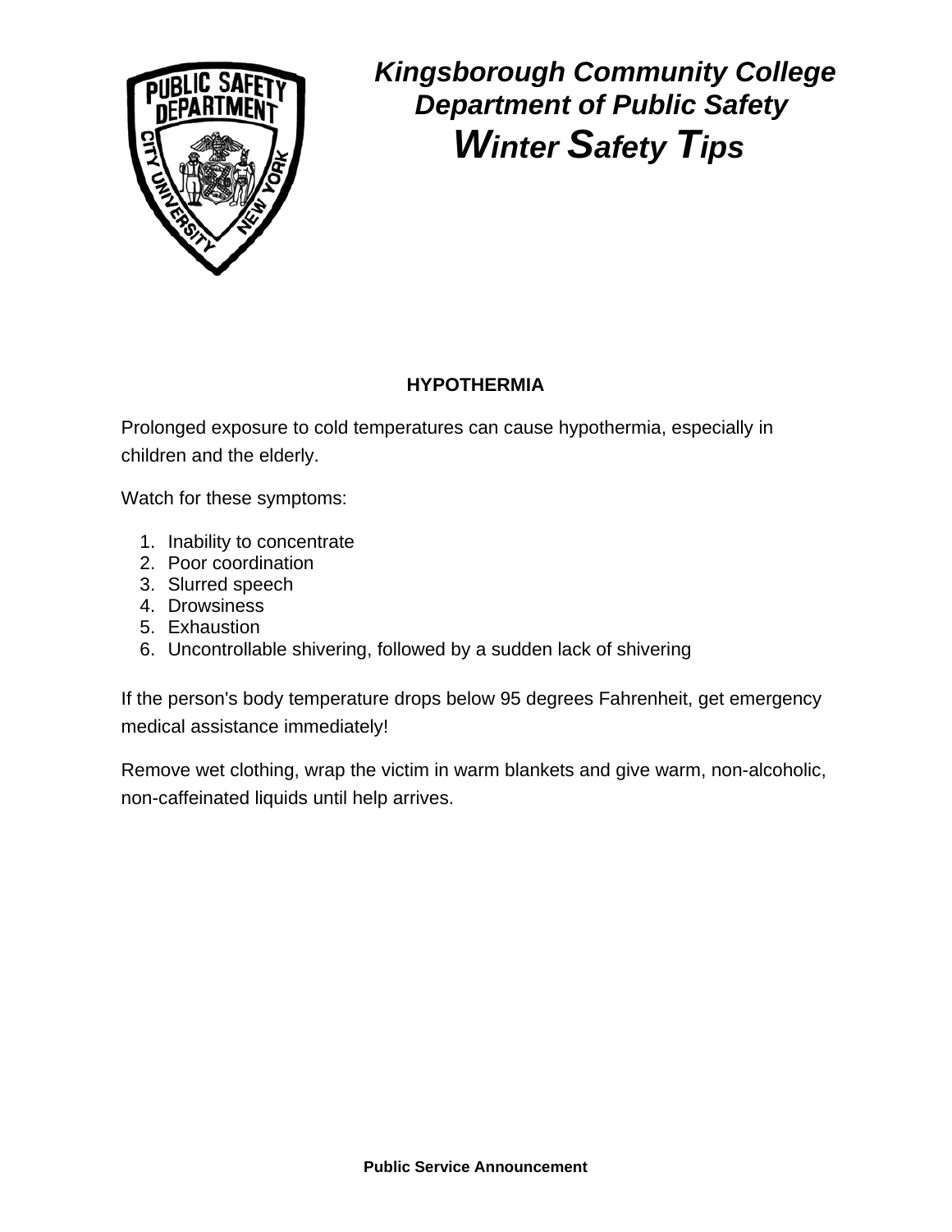# *Kingsborough Community College Department of Public Safety*

## *Winter Safety Tips*

### HYPOTHERMIA

Prolonged exposure to cold temperatures can cause hypothermia, especially in children and the elderly.

Watch for these symptoms:

1. Inability to concentrate
2. Poor coordination
3. Slurred speech
4. Drowsiness
5. Exhaustion
6. Uncontrollable shivering, followed by a sudden lack of shivering

If the person's body temperature drops below 95 degrees Fahrenheit, get emergency medical assistance immediately!

Remove wet clothing, wrap the victim in warm blankets and give warm, non-alcoholic, non-caffeinated liquids until help arrives.

**Public Service Announcement**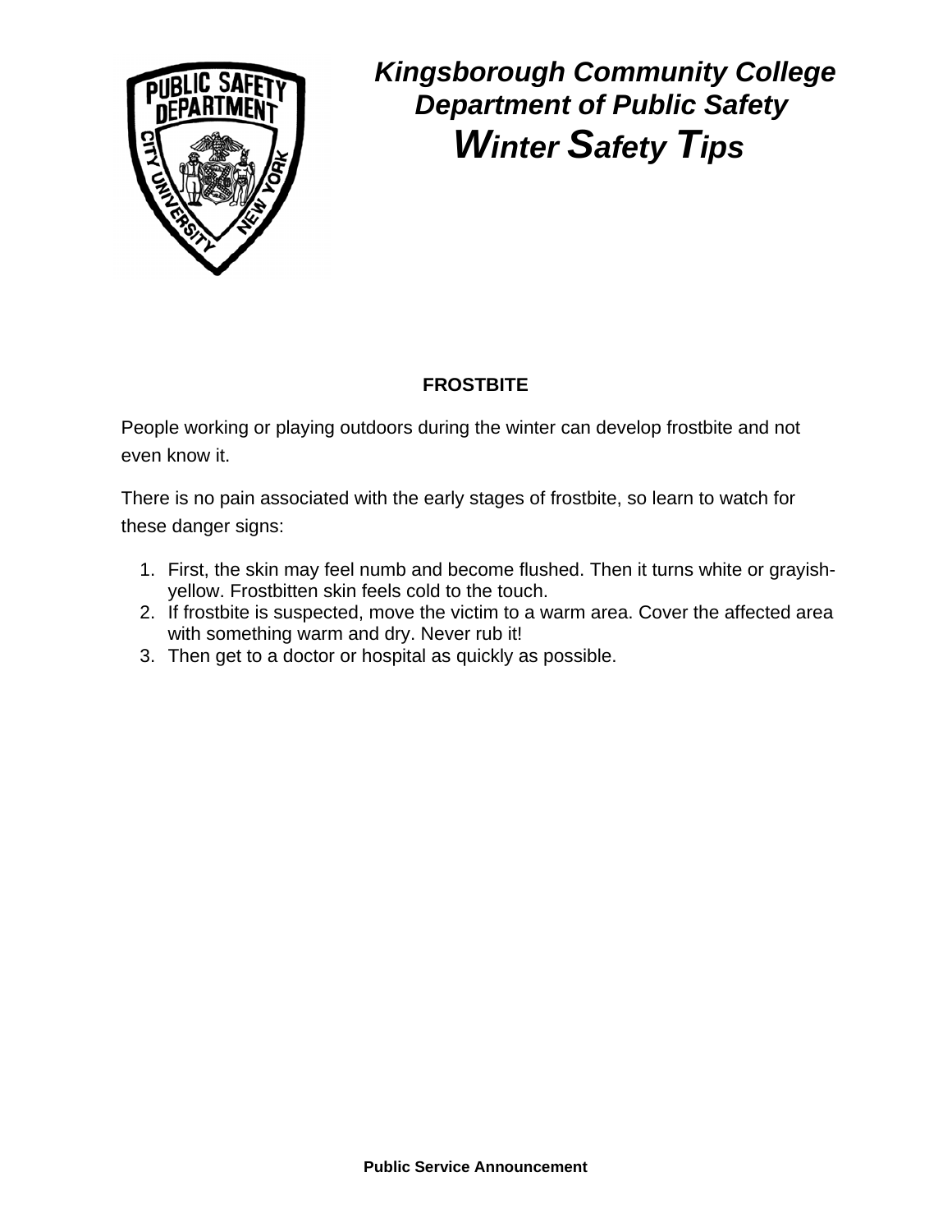# *Kingsborough Community College Department of Public Safety*

## ***Winter Safety Tips***

**FROSTBITE**

People working or playing outdoors during the winter can develop frostbite and not even know it.

There is no pain associated with the early stages of frostbite, so learn to watch for these danger signs:

1. First, the skin may feel numb and become flushed. Then it turns white or grayish-yellow. Frostbitten skin feels cold to the touch.
2. If frostbite is suspected, move the victim to a warm area. Cover the affected area with something warm and dry. Never rub it!
3. Then get to a doctor or hospital as quickly as possible.

**Public Service Announcement**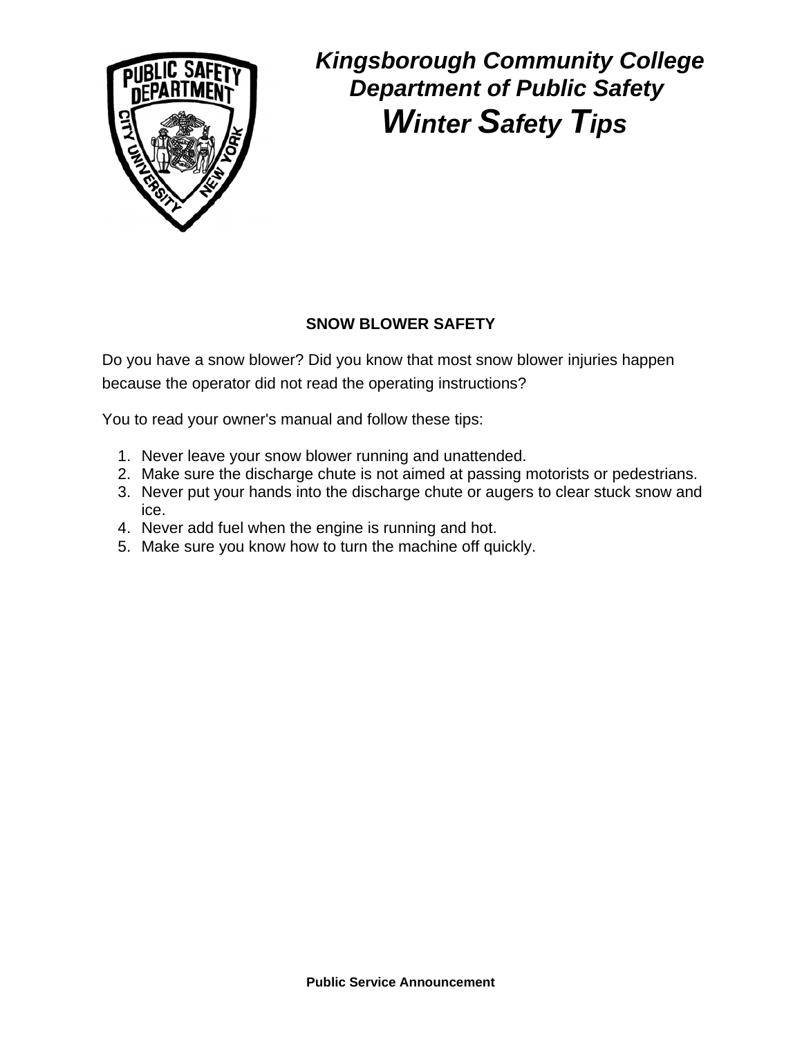# *Kingsborough Community College*
## *Department of Public Safety*
## ***Winter Safety Tips***

### SNOW BLOWER SAFETY

Do you have a snow blower? Did you know that most snow blower injuries happen because the operator did not read the operating instructions?

You to read your owner's manual and follow these tips:

1. Never leave your snow blower running and unattended.
2. Make sure the discharge chute is not aimed at passing motorists or pedestrians.
3. Never put your hands into the discharge chute or augers to clear stuck snow and ice.
4. Never add fuel when the engine is running and hot.
5. Make sure you know how to turn the machine off quickly.

**Public Service Announcement**